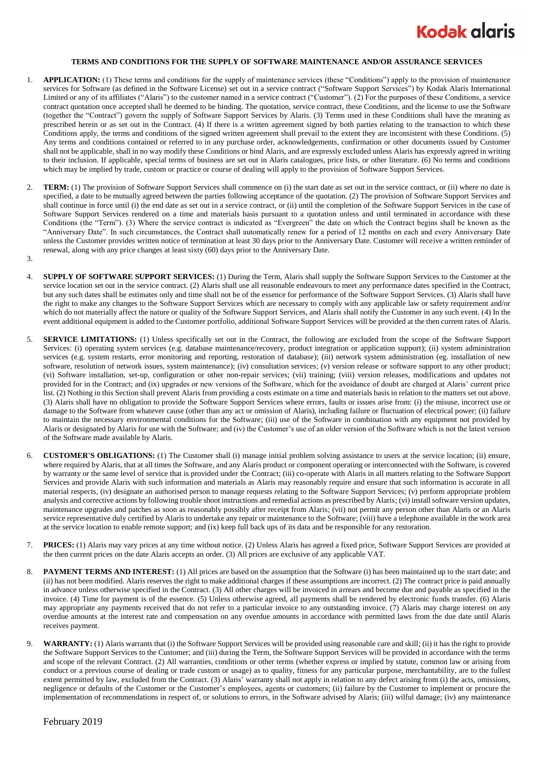**TERMS AND CONDITIONS FOR THE SUPPLY OF SOFTWARE MAINTENANCE AND/OR ASSURANCE SERVICES**

1. **APPLICATION:** (1) These terms and conditions for the supply of maintenance services (these "Conditions") apply to the provision of maintenance services for Software (as defined in the Software License) set out in a service contract ("Software Support Services") by Kodak Alaris International Limited or any of its affiliates ("Alaris") to the customer named in a service contract ("Customer"). (2) For the purposes of these Conditions, a service contract quotation once accepted shall be deemed to be binding. The quotation, service contract, these Conditions, and the license to use the Software (together the "Contract") govern the supply of Software Support Services by Alaris. (3) Terms used in these Conditions shall have the meaning as prescribed herein or as set out in the Contract. (4) If there is a written agreement signed by both parties relating to the transaction to which these Conditions apply, the terms and conditions of the signed written agreement shall prevail to the extent they are inconsistent with these Conditions. (5) Any terms and conditions contained or referred to in any purchase order, acknowledgements, confirmation or other documents issued by Customer shall not be applicable, shall in no way modify these Conditions or bind Alaris, and are expressly excluded unless Alaris has expressly agreed in writing to their inclusion. If applicable, special terms of business are set out in Alaris catalogues, price lists, or other literature. (6) No terms and conditions which may be implied by trade, custom or practice or course of dealing will apply to the provision of Software Support Services.

2. **TERM:** (1) The provision of Software Support Services shall commence on (i) the start date as set out in the service contract, or (ii) where no date is specified, a date to be mutually agreed between the parties following acceptance of the quotation. (2) The provision of Software Support Services and shall continue in force until (i) the end date as set out in a service contract, or (ii) until the completion of the Software Support Services in the case of Software Support Services rendered on a time and materials basis pursuant to a quotation unless and until terminated in accordance with these Conditions (the "Term"). (3) Where the service contract is indicated as "Evergreen" the date on which the Contract begins shall be known as the "Anniversary Date". In such circumstances, the Contract shall automatically renew for a period of 12 months on each and every Anniversary Date unless the Customer provides written notice of termination at least 30 days prior to the Anniversary Date. Customer will receive a written reminder of renewal, along with any price changes at least sixty (60) days prior to the Anniversary Date.

3. 

4. **SUPPLY OF SOFTWARE SUPPORT SERVICES:** (1) During the Term, Alaris shall supply the Software Support Services to the Customer at the service location set out in the service contract. (2) Alaris shall use all reasonable endeavours to meet any performance dates specified in the Contract, but any such dates shall be estimates only and time shall not be of the essence for performance of the Software Support Services. (3) Alaris shall have the right to make any changes to the Software Support Services which are necessary to comply with any applicable law or safety requirement and/or which do not materially affect the nature or quality of the Software Support Services, and Alaris shall notify the Customer in any such event. (4) In the event additional equipment is added to the Customer portfolio, additional Software Support Services will be provided at the then current rates of Alaris.

5. **SERVICE LIMITATIONS:** (1) Unless specifically set out in the Contract, the following are excluded from the scope of the Software Support Services: (i) operating system services (e.g. database maintenance/recovery, product integration or application support); (ii) system administration services (e.g. system restarts, error monitoring and reporting, restoration of database); (iii) network system administration (eg. installation of new software, resolution of network issues, system maintenance); (iv) consultation services; (v) version release or software support to any other product; (vi) Software installation, set-up, configuration or other non-repair services; (vii) training; (viii) version releases, modifications and updates not provided for in the Contract; and (ix) upgrades or new versions of the Software, which for the avoidance of doubt are charged at Alaris' current price list. (2) Nothing in this Section shall prevent Alaris from providing a costs estimate on a time and materials basis in relation to the matters set out above. (3) Alaris shall have no obligation to provide the Software Support Services where errors, faults or issues arise from: (i) the misuse, incorrect use or damage to the Software from whatever cause (other than any act or omission of Alaris), including failure or fluctuation of electrical power; (ii) failure to maintain the necessary environmental conditions for the Software; (iii) use of the Software in combination with any equipment not provided by Alaris or designated by Alaris for use with the Software; and (iv) the Customer's use of an older version of the Software which is not the latest version of the Software made available by Alaris.

6. **CUSTOMER'S OBLIGATIONS:** (1) The Customer shall (i) manage initial problem solving assistance to users at the service location; (ii) ensure, where required by Alaris, that at all times the Software, and any Alaris product or component operating or interconnected with the Software, is covered by warranty or the same level of service that is provided under the Contract; (iii) co-operate with Alaris in all matters relating to the Software Support Services and provide Alaris with such information and materials as Alaris may reasonably require and ensure that such information is accurate in all material respects, (iv) designate an authorised person to manage requests relating to the Software Support Services; (v) perform appropriate problem analysis and corrective actions by following trouble shoot instructions and remedial actions as prescribed by Alaris; (vi) install software version updates, maintenance upgrades and patches as soon as reasonably possibly after receipt from Alaris; (vii) not permit any person other than Alaris or an Alaris service representative duly certified by Alaris to undertake any repair or maintenance to the Software; (viii) have a telephone available in the work area at the service location to enable remote support; and (ix) keep full back ups of its data and be responsible for any restoration.

7. **PRICES:** (1) Alaris may vary prices at any time without notice. (2) Unless Alaris has agreed a fixed price, Software Support Services are provided at the then current prices on the date Alaris accepts an order. (3) All prices are exclusive of any applicable VAT.

8. **PAYMENT TERMS AND INTEREST:** (1) All prices are based on the assumption that the Software (i) has been maintained up to the start date; and (ii) has not been modified. Alaris reserves the right to make additional charges if these assumptions are incorrect. (2) The contract price is paid annually in advance unless otherwise specified in the Contract. (3) All other charges will be invoiced in arrears and become due and payable as specified in the invoice. (4) Time for payment is of the essence. (5) Unless otherwise agreed, all payments shall be rendered by electronic funds transfer. (6) Alaris may appropriate any payments received that do not refer to a particular invoice to any outstanding invoice. (7) Alaris may charge interest on any overdue amounts at the interest rate and compensation on any overdue amounts in accordance with permitted laws from the due date until Alaris receives payment.

9. **WARRANTY:** (1) Alaris warrants that (i) the Software Support Services will be provided using reasonable care and skill; (ii) it has the right to provide the Software Support Services to the Customer; and (iii) during the Term, the Software Support Services will be provided in accordance with the terms and scope of the relevant Contract. (2) All warranties, conditions or other terms (whether express or implied by statute, common law or arising from conduct or a previous course of dealing or trade custom or usage) as to quality, fitness for any particular purpose, merchantability, are to the fullest extent permitted by law, excluded from the Contract. (3) Alaris' warranty shall not apply in relation to any defect arising from (i) the acts, omissions, negligence or defaults of the Customer or the Customer's employees, agents or customers; (ii) failure by the Customer to implement or procure the implementation of recommendations in respect of, or solutions to errors, in the Software advised by Alaris; (iii) wilful damage; (iv) any maintenance

February 2019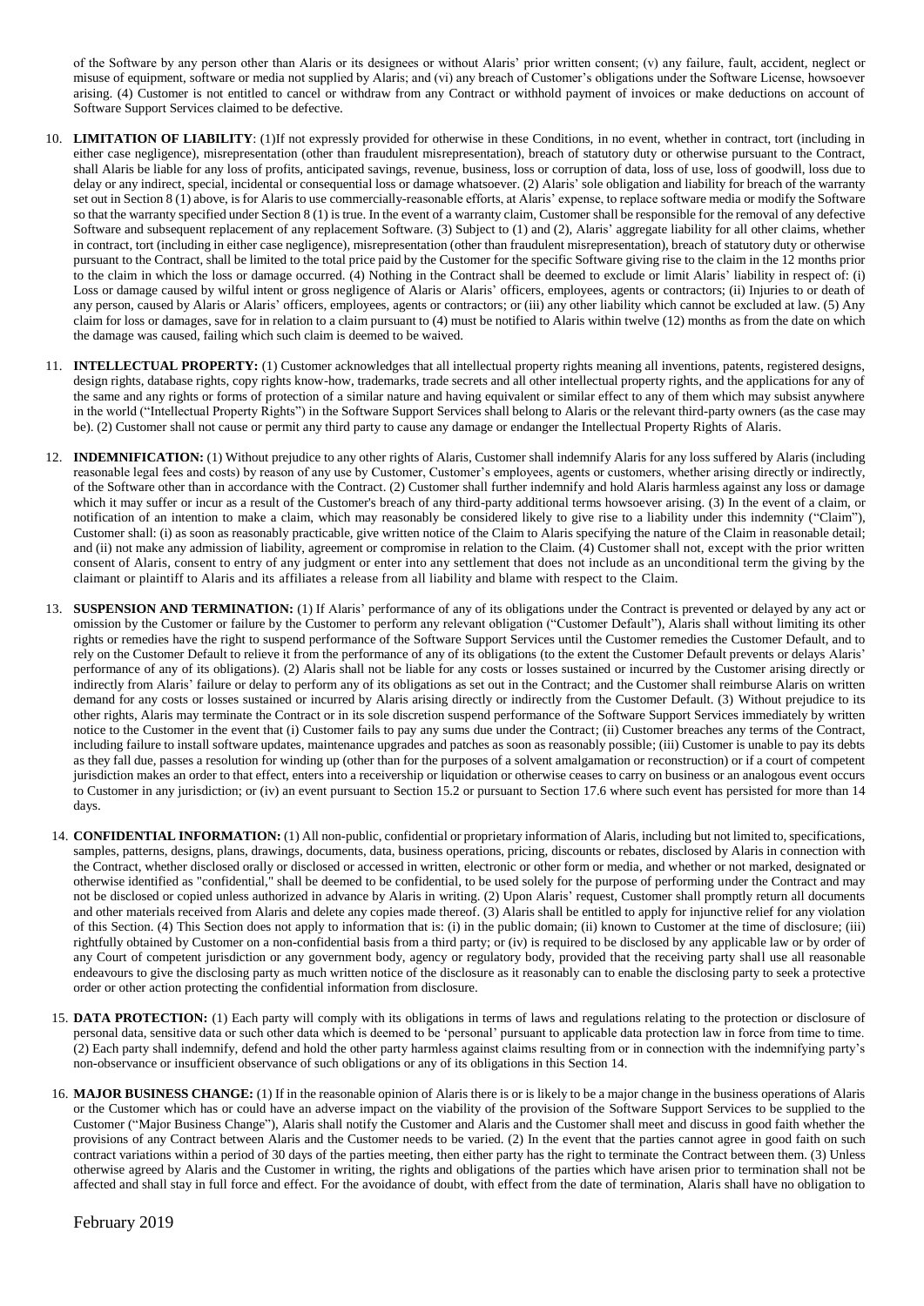of the Software by any person other than Alaris or its designees or without Alaris' prior written consent; (v) any failure, fault, accident, neglect or misuse of equipment, software or media not supplied by Alaris; and (vi) any breach of Customer's obligations under the Software License, howsoever arising. (4) Customer is not entitled to cancel or withdraw from any Contract or withhold payment of invoices or make deductions on account of Software Support Services claimed to be defective.

10. **LIMITATION OF LIABILITY**: (1)If not expressly provided for otherwise in these Conditions, in no event, whether in contract, tort (including in either case negligence), misrepresentation (other than fraudulent misrepresentation), breach of statutory duty or otherwise pursuant to the Contract, shall Alaris be liable for any loss of profits, anticipated savings, revenue, business, loss or corruption of data, loss of use, loss of goodwill, loss due to delay or any indirect, special, incidental or consequential loss or damage whatsoever. (2) Alaris' sole obligation and liability for breach of the warranty set out in Section 8 (1) above, is for Alaris to use commercially-reasonable efforts, at Alaris' expense, to replace software media or modify the Software so that the warranty specified under Section 8 (1) is true. In the event of a warranty claim, Customer shall be responsible for the removal of any defective Software and subsequent replacement of any replacement Software. (3) Subject to (1) and (2), Alaris' aggregate liability for all other claims, whether in contract, tort (including in either case negligence), misrepresentation (other than fraudulent misrepresentation), breach of statutory duty or otherwise pursuant to the Contract, shall be limited to the total price paid by the Customer for the specific Software giving rise to the claim in the 12 months prior to the claim in which the loss or damage occurred. (4) Nothing in the Contract shall be deemed to exclude or limit Alaris' liability in respect of: (i) Loss or damage caused by wilful intent or gross negligence of Alaris or Alaris' officers, employees, agents or contractors; (ii) Injuries to or death of any person, caused by Alaris or Alaris' officers, employees, agents or contractors; or (iii) any other liability which cannot be excluded at law. (5) Any claim for loss or damages, save for in relation to a claim pursuant to (4) must be notified to Alaris within twelve (12) months as from the date on which the damage was caused, failing which such claim is deemed to be waived.

11. **INTELLECTUAL PROPERTY:** (1) Customer acknowledges that all intellectual property rights meaning all inventions, patents, registered designs, design rights, database rights, copy rights know-how, trademarks, trade secrets and all other intellectual property rights, and the applications for any of the same and any rights or forms of protection of a similar nature and having equivalent or similar effect to any of them which may subsist anywhere in the world ("Intellectual Property Rights") in the Software Support Services shall belong to Alaris or the relevant third-party owners (as the case may be). (2) Customer shall not cause or permit any third party to cause any damage or endanger the Intellectual Property Rights of Alaris.

12. **INDEMNIFICATION:** (1) Without prejudice to any other rights of Alaris, Customer shall indemnify Alaris for any loss suffered by Alaris (including reasonable legal fees and costs) by reason of any use by Customer, Customer's employees, agents or customers, whether arising directly or indirectly, of the Software other than in accordance with the Contract. (2) Customer shall further indemnify and hold Alaris harmless against any loss or damage which it may suffer or incur as a result of the Customer's breach of any third-party additional terms howsoever arising. (3) In the event of a claim, or notification of an intention to make a claim, which may reasonably be considered likely to give rise to a liability under this indemnity ("Claim"), Customer shall: (i) as soon as reasonably practicable, give written notice of the Claim to Alaris specifying the nature of the Claim in reasonable detail; and (ii) not make any admission of liability, agreement or compromise in relation to the Claim. (4) Customer shall not, except with the prior written consent of Alaris, consent to entry of any judgment or enter into any settlement that does not include as an unconditional term the giving by the claimant or plaintiff to Alaris and its affiliates a release from all liability and blame with respect to the Claim.

13. **SUSPENSION AND TERMINATION:** (1) If Alaris' performance of any of its obligations under the Contract is prevented or delayed by any act or omission by the Customer or failure by the Customer to perform any relevant obligation ("Customer Default"), Alaris shall without limiting its other rights or remedies have the right to suspend performance of the Software Support Services until the Customer remedies the Customer Default, and to rely on the Customer Default to relieve it from the performance of any of its obligations (to the extent the Customer Default prevents or delays Alaris' performance of any of its obligations). (2) Alaris shall not be liable for any costs or losses sustained or incurred by the Customer arising directly or indirectly from Alaris' failure or delay to perform any of its obligations as set out in the Contract; and the Customer shall reimburse Alaris on written demand for any costs or losses sustained or incurred by Alaris arising directly or indirectly from the Customer Default. (3) Without prejudice to its other rights, Alaris may terminate the Contract or in its sole discretion suspend performance of the Software Support Services immediately by written notice to the Customer in the event that (i) Customer fails to pay any sums due under the Contract; (ii) Customer breaches any terms of the Contract, including failure to install software updates, maintenance upgrades and patches as soon as reasonably possible; (iii) Customer is unable to pay its debts as they fall due, passes a resolution for winding up (other than for the purposes of a solvent amalgamation or reconstruction) or if a court of competent jurisdiction makes an order to that effect, enters into a receivership or liquidation or otherwise ceases to carry on business or an analogous event occurs to Customer in any jurisdiction; or (iv) an event pursuant to Section 15.2 or pursuant to Section 17.6 where such event has persisted for more than 14 days.

14. **CONFIDENTIAL INFORMATION:** (1) All non-public, confidential or proprietary information of Alaris, including but not limited to, specifications, samples, patterns, designs, plans, drawings, documents, data, business operations, pricing, discounts or rebates, disclosed by Alaris in connection with the Contract, whether disclosed orally or disclosed or accessed in written, electronic or other form or media, and whether or not marked, designated or otherwise identified as "confidential," shall be deemed to be confidential, to be used solely for the purpose of performing under the Contract and may not be disclosed or copied unless authorized in advance by Alaris in writing. (2) Upon Alaris' request, Customer shall promptly return all documents and other materials received from Alaris and delete any copies made thereof. (3) Alaris shall be entitled to apply for injunctive relief for any violation of this Section. (4) This Section does not apply to information that is: (i) in the public domain; (ii) known to Customer at the time of disclosure; (iii) rightfully obtained by Customer on a non-confidential basis from a third party; or (iv) is required to be disclosed by any applicable law or by order of any Court of competent jurisdiction or any government body, agency or regulatory body, provided that the receiving party shall use all reasonable endeavours to give the disclosing party as much written notice of the disclosure as it reasonably can to enable the disclosing party to seek a protective order or other action protecting the confidential information from disclosure.

15. **DATA PROTECTION:** (1) Each party will comply with its obligations in terms of laws and regulations relating to the protection or disclosure of personal data, sensitive data or such other data which is deemed to be 'personal' pursuant to applicable data protection law in force from time to time. (2) Each party shall indemnify, defend and hold the other party harmless against claims resulting from or in connection with the indemnifying party's non-observance or insufficient observance of such obligations or any of its obligations in this Section 14.

16. **MAJOR BUSINESS CHANGE:** (1) If in the reasonable opinion of Alaris there is or is likely to be a major change in the business operations of Alaris or the Customer which has or could have an adverse impact on the viability of the provision of the Software Support Services to be supplied to the Customer ("Major Business Change"), Alaris shall notify the Customer and Alaris and the Customer shall meet and discuss in good faith whether the provisions of any Contract between Alaris and the Customer needs to be varied. (2) In the event that the parties cannot agree in good faith on such contract variations within a period of 30 days of the parties meeting, then either party has the right to terminate the Contract between them. (3) Unless otherwise agreed by Alaris and the Customer in writing, the rights and obligations of the parties which have arisen prior to termination shall not be affected and shall stay in full force and effect. For the avoidance of doubt, with effect from the date of termination, Alaris shall have no obligation to

February 2019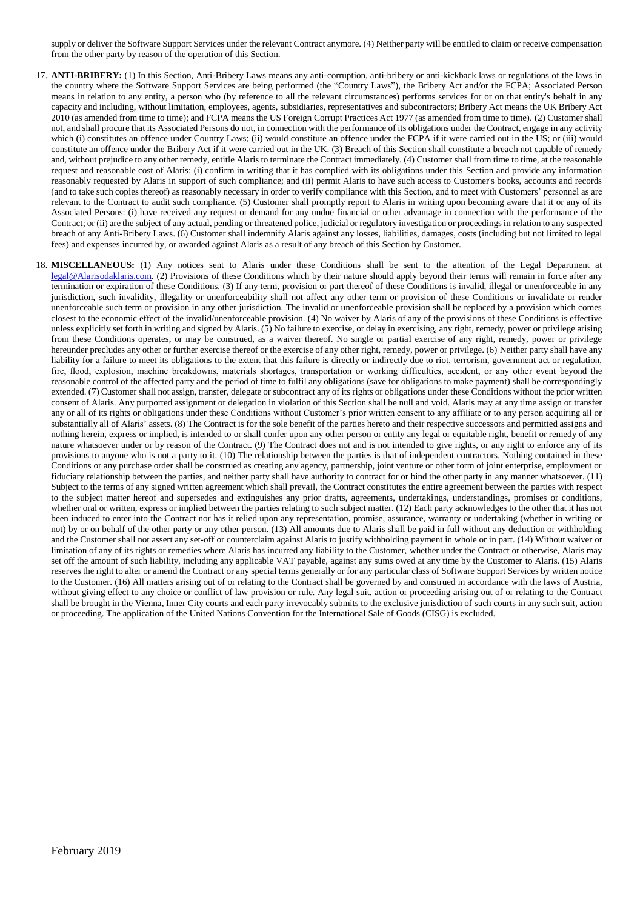supply or deliver the Software Support Services under the relevant Contract anymore. (4) Neither party will be entitled to claim or receive compensation from the other party by reason of the operation of this Section.

17. **ANTI-BRIBERY:** (1) In this Section, Anti-Bribery Laws means any anti-corruption, anti-bribery or anti-kickback laws or regulations of the laws in the country where the Software Support Services are being performed (the "Country Laws"), the Bribery Act and/or the FCPA; Associated Person means in relation to any entity, a person who (by reference to all the relevant circumstances) performs services for or on that entity's behalf in any capacity and including, without limitation, employees, agents, subsidiaries, representatives and subcontractors; Bribery Act means the UK Bribery Act 2010 (as amended from time to time); and FCPA means the US Foreign Corrupt Practices Act 1977 (as amended from time to time). (2) Customer shall not, and shall procure that its Associated Persons do not, in connection with the performance of its obligations under the Contract, engage in any activity which (i) constitutes an offence under Country Laws; (ii) would constitute an offence under the FCPA if it were carried out in the US; or (iii) would constitute an offence under the Bribery Act if it were carried out in the UK. (3) Breach of this Section shall constitute a breach not capable of remedy and, without prejudice to any other remedy, entitle Alaris to terminate the Contract immediately. (4) Customer shall from time to time, at the reasonable request and reasonable cost of Alaris: (i) confirm in writing that it has complied with its obligations under this Section and provide any information reasonably requested by Alaris in support of such compliance; and (ii) permit Alaris to have such access to Customer's books, accounts and records (and to take such copies thereof) as reasonably necessary in order to verify compliance with this Section, and to meet with Customers' personnel as are relevant to the Contract to audit such compliance. (5) Customer shall promptly report to Alaris in writing upon becoming aware that it or any of its Associated Persons: (i) have received any request or demand for any undue financial or other advantage in connection with the performance of the Contract; or (ii) are the subject of any actual, pending or threatened police, judicial or regulatory investigation or proceedings in relation to any suspected breach of any Anti-Bribery Laws. (6) Customer shall indemnify Alaris against any losses, liabilities, damages, costs (including but not limited to legal fees) and expenses incurred by, or awarded against Alaris as a result of any breach of this Section by Customer.

18. **MISCELLANEOUS:** (1) Any notices sent to Alaris under these Conditions shall be sent to the attention of the Legal Department at legal@Alarisodaklaris.com. (2) Provisions of these Conditions which by their nature should apply beyond their terms will remain in force after any termination or expiration of these Conditions. (3) If any term, provision or part thereof of these Conditions is invalid, illegal or unenforceable in any jurisdiction, such invalidity, illegality or unenforceability shall not affect any other term or provision of these Conditions or invalidate or render unenforceable such term or provision in any other jurisdiction. The invalid or unenforceable provision shall be replaced by a provision which comes closest to the economic effect of the invalid/unenforceable provision. (4) No waiver by Alaris of any of the provisions of these Conditions is effective unless explicitly set forth in writing and signed by Alaris. (5) No failure to exercise, or delay in exercising, any right, remedy, power or privilege arising from these Conditions operates, or may be construed, as a waiver thereof. No single or partial exercise of any right, remedy, power or privilege hereunder precludes any other or further exercise thereof or the exercise of any other right, remedy, power or privilege. (6) Neither party shall have any liability for a failure to meet its obligations to the extent that this failure is directly or indirectly due to riot, terrorism, government act or regulation, fire, flood, explosion, machine breakdowns, materials shortages, transportation or working difficulties, accident, or any other event beyond the reasonable control of the affected party and the period of time to fulfil any obligations (save for obligations to make payment) shall be correspondingly extended. (7) Customer shall not assign, transfer, delegate or subcontract any of its rights or obligations under these Conditions without the prior written consent of Alaris. Any purported assignment or delegation in violation of this Section shall be null and void. Alaris may at any time assign or transfer any or all of its rights or obligations under these Conditions without Customer's prior written consent to any affiliate or to any person acquiring all or substantially all of Alaris' assets. (8) The Contract is for the sole benefit of the parties hereto and their respective successors and permitted assigns and nothing herein, express or implied, is intended to or shall confer upon any other person or entity any legal or equitable right, benefit or remedy of any nature whatsoever under or by reason of the Contract. (9) The Contract does not and is not intended to give rights, or any right to enforce any of its provisions to anyone who is not a party to it. (10) The relationship between the parties is that of independent contractors. Nothing contained in these Conditions or any purchase order shall be construed as creating any agency, partnership, joint venture or other form of joint enterprise, employment or fiduciary relationship between the parties, and neither party shall have authority to contract for or bind the other party in any manner whatsoever. (11) Subject to the terms of any signed written agreement which shall prevail, the Contract constitutes the entire agreement between the parties with respect to the subject matter hereof and supersedes and extinguishes any prior drafts, agreements, undertakings, understandings, promises or conditions, whether oral or written, express or implied between the parties relating to such subject matter. (12) Each party acknowledges to the other that it has not been induced to enter into the Contract nor has it relied upon any representation, promise, assurance, warranty or undertaking (whether in writing or not) by or on behalf of the other party or any other person. (13) All amounts due to Alaris shall be paid in full without any deduction or withholding and the Customer shall not assert any set-off or counterclaim against Alaris to justify withholding payment in whole or in part. (14) Without waiver or limitation of any of its rights or remedies where Alaris has incurred any liability to the Customer, whether under the Contract or otherwise, Alaris may set off the amount of such liability, including any applicable VAT payable, against any sums owed at any time by the Customer to Alaris. (15) Alaris reserves the right to alter or amend the Contract or any special terms generally or for any particular class of Software Support Services by written notice to the Customer. (16) All matters arising out of or relating to the Contract shall be governed by and construed in accordance with the laws of Austria, without giving effect to any choice or conflict of law provision or rule. Any legal suit, action or proceeding arising out of or relating to the Contract shall be brought in the Vienna, Inner City courts and each party irrevocably submits to the exclusive jurisdiction of such courts in any such suit, action or proceeding. The application of the United Nations Convention for the International Sale of Goods (CISG) is excluded.

February 2019